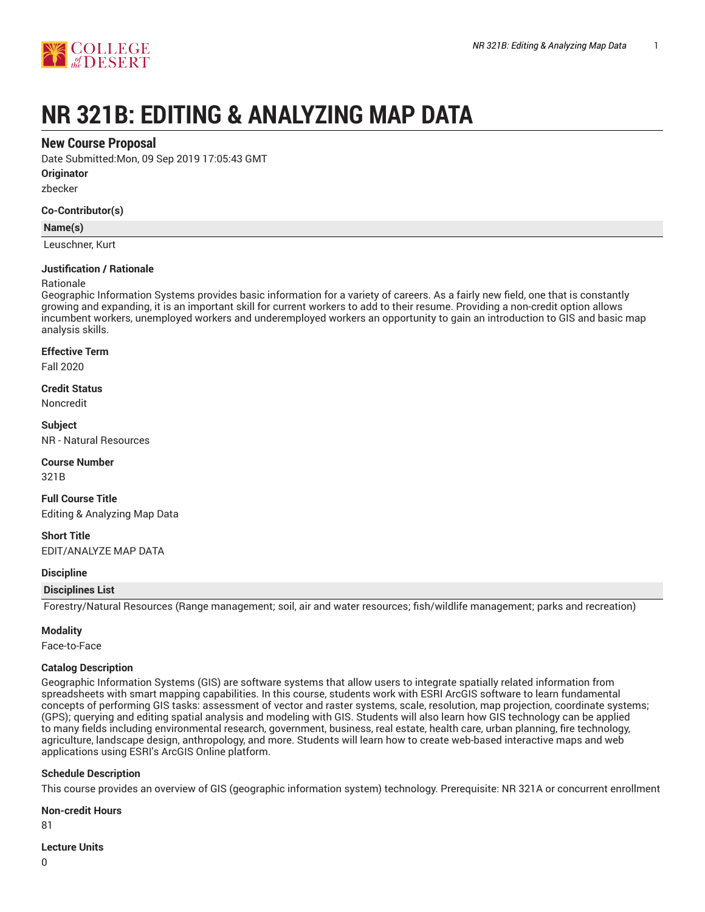# NR 321B: EDITING & ANALYZING MAP DATA

## New Course Proposal

Date Submitted:Mon, 09 Sep 2019 17:05:43 GMT

**Originator**

zbecker

**Co-Contributor(s)**

| Name(s) |
| --- |
| Leuschner, Kurt |

**Justification / Rationale**

Rationale

Geographic Information Systems provides basic information for a variety of careers. As a fairly new field, one that is constantly growing and expanding, it is an important skill for current workers to add to their resume. Providing a non-credit option allows incumbent workers, unemployed workers and underemployed workers an opportunity to gain an introduction to GIS and basic map analysis skills.

**Effective Term**

Fall 2020

**Credit Status**

Noncredit

**Subject**

NR - Natural Resources

**Course Number**

321B

**Full Course Title**

Editing & Analyzing Map Data

**Short Title**

EDIT/ANALYZE MAP DATA

**Discipline**

| Disciplines List |
| --- |
| Forestry/Natural Resources (Range management; soil, air and water resources; fish/wildlife management; parks and recreation) |

**Modality**

Face-to-Face

**Catalog Description**

Geographic Information Systems (GIS) are software systems that allow users to integrate spatially related information from spreadsheets with smart mapping capabilities. In this course, students work with ESRI ArcGIS software to learn fundamental concepts of performing GIS tasks: assessment of vector and raster systems, scale, resolution, map projection, coordinate systems; (GPS); querying and editing spatial analysis and modeling with GIS. Students will also learn how GIS technology can be applied to many fields including environmental research, government, business, real estate, health care, urban planning, fire technology, agriculture, landscape design, anthropology, and more. Students will learn how to create web-based interactive maps and web applications using ESRI's ArcGIS Online platform.

**Schedule Description**

This course provides an overview of GIS (geographic information system) technology. Prerequisite: NR 321A or concurrent enrollment

**Non-credit Hours**

81

**Lecture Units**

0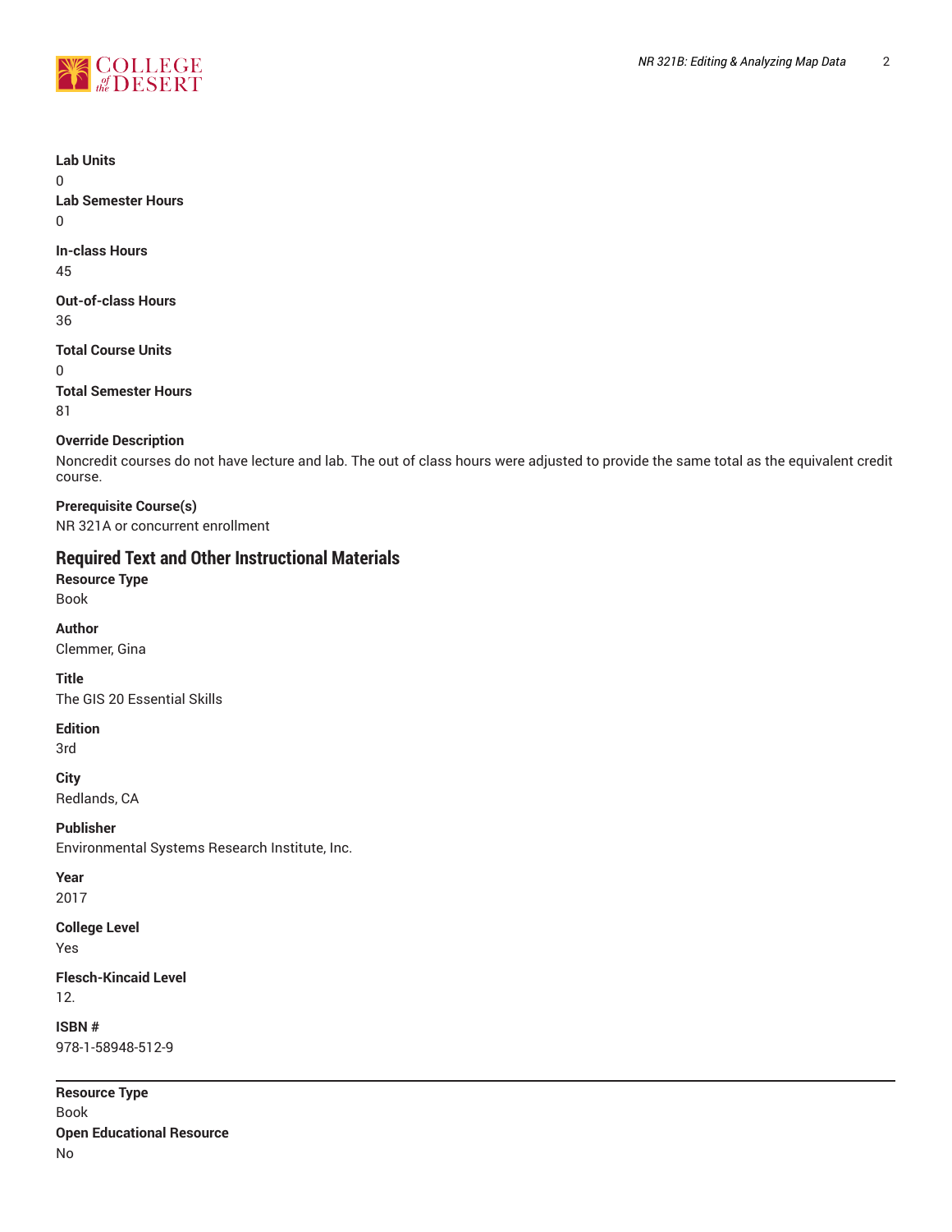**Lab Units**

0

**Lab Semester Hours**

0

**In-class Hours**

45

**Out-of-class Hours**

36

**Total Course Units**

0

**Total Semester Hours**

81

**Override Description**

Noncredit courses do not have lecture and lab. The out of class hours were adjusted to provide the same total as the equivalent credit course.

**Prerequisite Course(s)**

NR 321A or concurrent enrollment

## Required Text and Other Instructional Materials

**Resource Type**

Book

**Author**

Clemmer, Gina

**Title**

The GIS 20 Essential Skills

**Edition**

3rd

**City**

Redlands, CA

**Publisher**

Environmental Systems Research Institute, Inc.

**Year**

2017

**College Level**

Yes

**Flesch-Kincaid Level**

12.

**ISBN #**

978-1-58948-512-9

---

**Resource Type**

Book

**Open Educational Resource**

No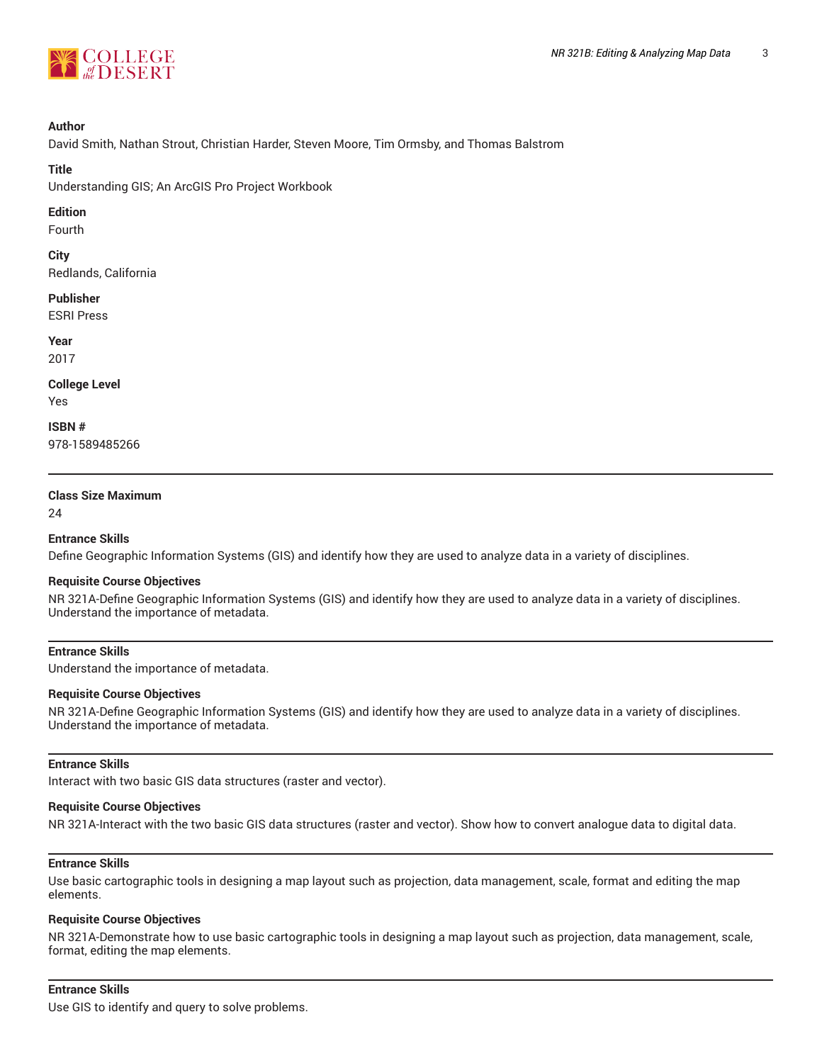**Author**
David Smith, Nathan Strout, Christian Harder, Steven Moore, Tim Ormsby, and Thomas Balstrom

**Title**
Understanding GIS; An ArcGIS Pro Project Workbook

**Edition**
Fourth

**City**
Redlands, California

**Publisher**
ESRI Press

**Year**
2017

**College Level**
Yes

**ISBN #**
978-1589485266

---

**Class Size Maximum**
24

**Entrance Skills**
Define Geographic Information Systems (GIS) and identify how they are used to analyze data in a variety of disciplines.

**Requisite Course Objectives**
NR 321A-Define Geographic Information Systems (GIS) and identify how they are used to analyze data in a variety of disciplines. Understand the importance of metadata.

---

**Entrance Skills**
Understand the importance of metadata.

**Requisite Course Objectives**
NR 321A-Define Geographic Information Systems (GIS) and identify how they are used to analyze data in a variety of disciplines. Understand the importance of metadata.

---

**Entrance Skills**
Interact with two basic GIS data structures (raster and vector).

**Requisite Course Objectives**
NR 321A-Interact with the two basic GIS data structures (raster and vector). Show how to convert analogue data to digital data.

---

**Entrance Skills**
Use basic cartographic tools in designing a map layout such as projection, data management, scale, format and editing the map elements.

**Requisite Course Objectives**
NR 321A-Demonstrate how to use basic cartographic tools in designing a map layout such as projection, data management, scale, format, editing the map elements.

---

**Entrance Skills**
Use GIS to identify and query to solve problems.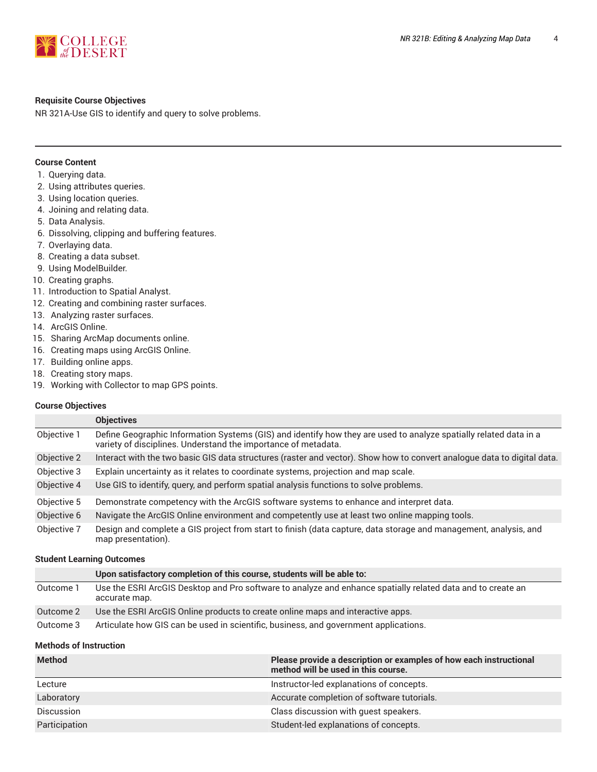#### Requisite Course Objectives

NR 321A-Use GIS to identify and query to solve problems.

---

#### Course Content

1. Querying data.
2. Using attributes queries.
3. Using location queries.
4. Joining and relating data.
5. Data Analysis.
6. Dissolving, clipping and buffering features.
7. Overlaying data.
8. Creating a data subset.
9. Using ModelBuilder.
10. Creating graphs.
11. Introduction to Spatial Analyst.
12. Creating and combining raster surfaces.
13. Analyzing raster surfaces.
14. ArcGIS Online.
15. Sharing ArcMap documents online.
16. Creating maps using ArcGIS Online.
17. Building online apps.
18. Creating story maps.
19. Working with Collector to map GPS points.

#### Course Objectives

| | Objectives |
|---|---|
| Objective 1 | Define Geographic Information Systems (GIS) and identify how they are used to analyze spatially related data in a variety of disciplines. Understand the importance of metadata. |
| Objective 2 | Interact with the two basic GIS data structures (raster and vector). Show how to convert analogue data to digital data. |
| Objective 3 | Explain uncertainty as it relates to coordinate systems, projection and map scale. |
| Objective 4 | Use GIS to identify, query, and perform spatial analysis functions to solve problems. |
| Objective 5 | Demonstrate competency with the ArcGIS software systems to enhance and interpret data. |
| Objective 6 | Navigate the ArcGIS Online environment and competently use at least two online mapping tools. |
| Objective 7 | Design and complete a GIS project from start to finish (data capture, data storage and management, analysis, and map presentation). |

#### Student Learning Outcomes

| | Upon satisfactory completion of this course, students will be able to: |
|---|---|
| Outcome 1 | Use the ESRI ArcGIS Desktop and Pro software to analyze and enhance spatially related data and to create an accurate map. |
| Outcome 2 | Use the ESRI ArcGIS Online products to create online maps and interactive apps. |
| Outcome 3 | Articulate how GIS can be used in scientific, business, and government applications. |

#### Methods of Instruction

| Method | Please provide a description or examples of how each instructional method will be used in this course. |
|---|---|
| Lecture | Instructor-led explanations of concepts. |
| Laboratory | Accurate completion of software tutorials. |
| Discussion | Class discussion with guest speakers. |
| Participation | Student-led explanations of concepts. |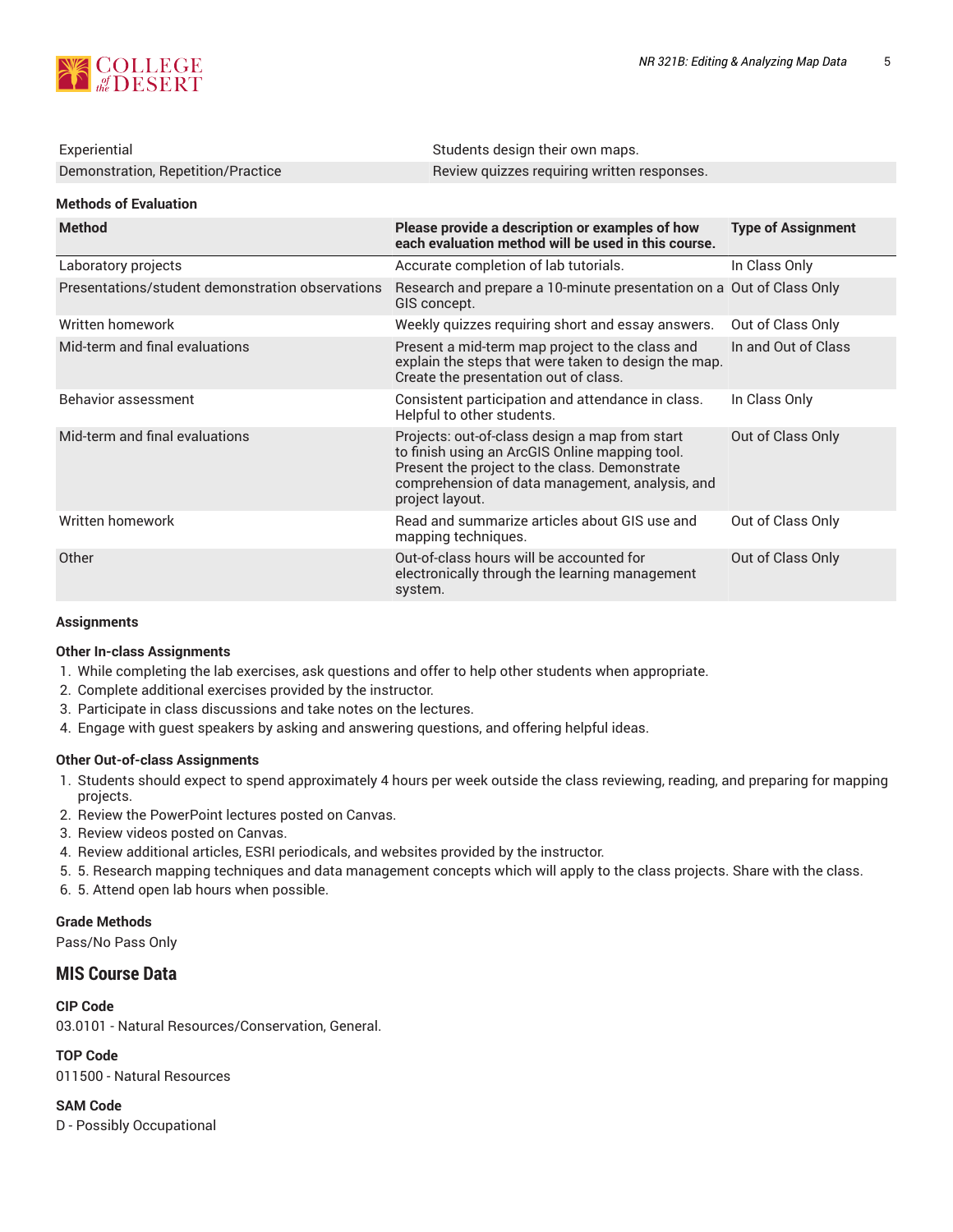| | |
|---|---|
| Experiential | Students design their own maps. |
| Demonstration, Repetition/Practice | Review quizzes requiring written responses. |

**Methods of Evaluation**

| Method | Please provide a description or examples of how each evaluation method will be used in this course. | Type of Assignment |
|---|---|---|
| Laboratory projects | Accurate completion of lab tutorials. | In Class Only |
| Presentations/student demonstration observations | Research and prepare a 10-minute presentation on a GIS concept. | Out of Class Only |
| Written homework | Weekly quizzes requiring short and essay answers. | Out of Class Only |
| Mid-term and final evaluations | Present a mid-term map project to the class and explain the steps that were taken to design the map. Create the presentation out of class. | In and Out of Class |
| Behavior assessment | Consistent participation and attendance in class. Helpful to other students. | In Class Only |
| Mid-term and final evaluations | Projects: out-of-class design a map from start to finish using an ArcGIS Online mapping tool. Present the project to the class. Demonstrate comprehension of data management, analysis, and project layout. | Out of Class Only |
| Written homework | Read and summarize articles about GIS use and mapping techniques. | Out of Class Only |
| Other | Out-of-class hours will be accounted for electronically through the learning management system. | Out of Class Only |

**Assignments**

**Other In-class Assignments**

1. While completing the lab exercises, ask questions and offer to help other students when appropriate.
2. Complete additional exercises provided by the instructor.
3. Participate in class discussions and take notes on the lectures.
4. Engage with guest speakers by asking and answering questions, and offering helpful ideas.

**Other Out-of-class Assignments**

1. Students should expect to spend approximately 4 hours per week outside the class reviewing, reading, and preparing for mapping projects.
2. Review the PowerPoint lectures posted on Canvas.
3. Review videos posted on Canvas.
4. Review additional articles, ESRI periodicals, and websites provided by the instructor.
5. 5. Research mapping techniques and data management concepts which will apply to the class projects. Share with the class.
6. 5. Attend open lab hours when possible.

**Grade Methods**

Pass/No Pass Only

## MIS Course Data

**CIP Code**

03.0101 - Natural Resources/Conservation, General.

**TOP Code**

011500 - Natural Resources

**SAM Code**

D - Possibly Occupational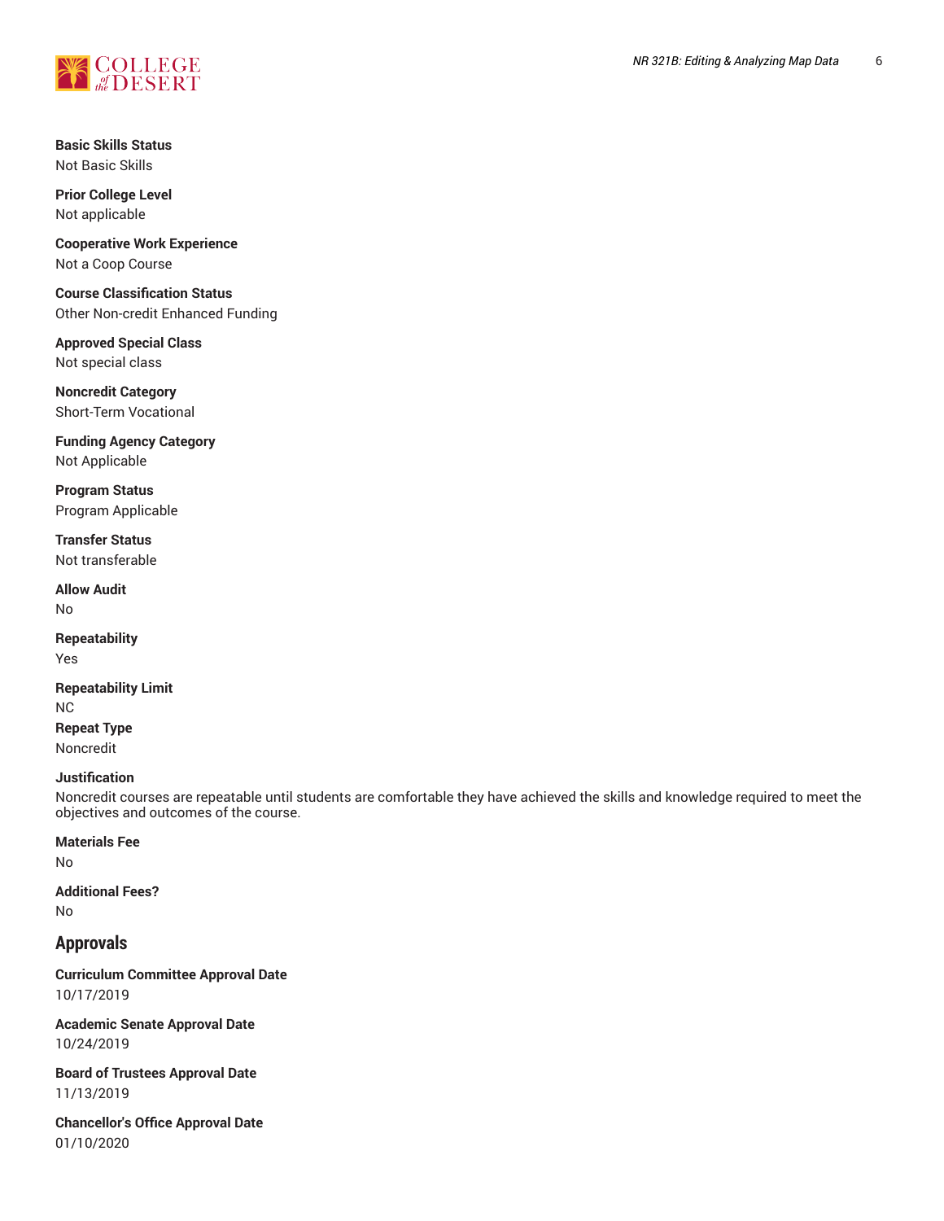**Basic Skills Status**
Not Basic Skills

**Prior College Level**
Not applicable

**Cooperative Work Experience**
Not a Coop Course

**Course Classification Status**
Other Non-credit Enhanced Funding

**Approved Special Class**
Not special class

**Noncredit Category**
Short-Term Vocational

**Funding Agency Category**
Not Applicable

**Program Status**
Program Applicable

**Transfer Status**
Not transferable

**Allow Audit**
No

**Repeatability**
Yes

**Repeatability Limit**
NC

**Repeat Type**
Noncredit

**Justification**
Noncredit courses are repeatable until students are comfortable they have achieved the skills and knowledge required to meet the objectives and outcomes of the course.

**Materials Fee**
No

**Additional Fees?**
No

## Approvals

**Curriculum Committee Approval Date**
10/17/2019

**Academic Senate Approval Date**
10/24/2019

**Board of Trustees Approval Date**
11/13/2019

**Chancellor's Office Approval Date**
01/10/2020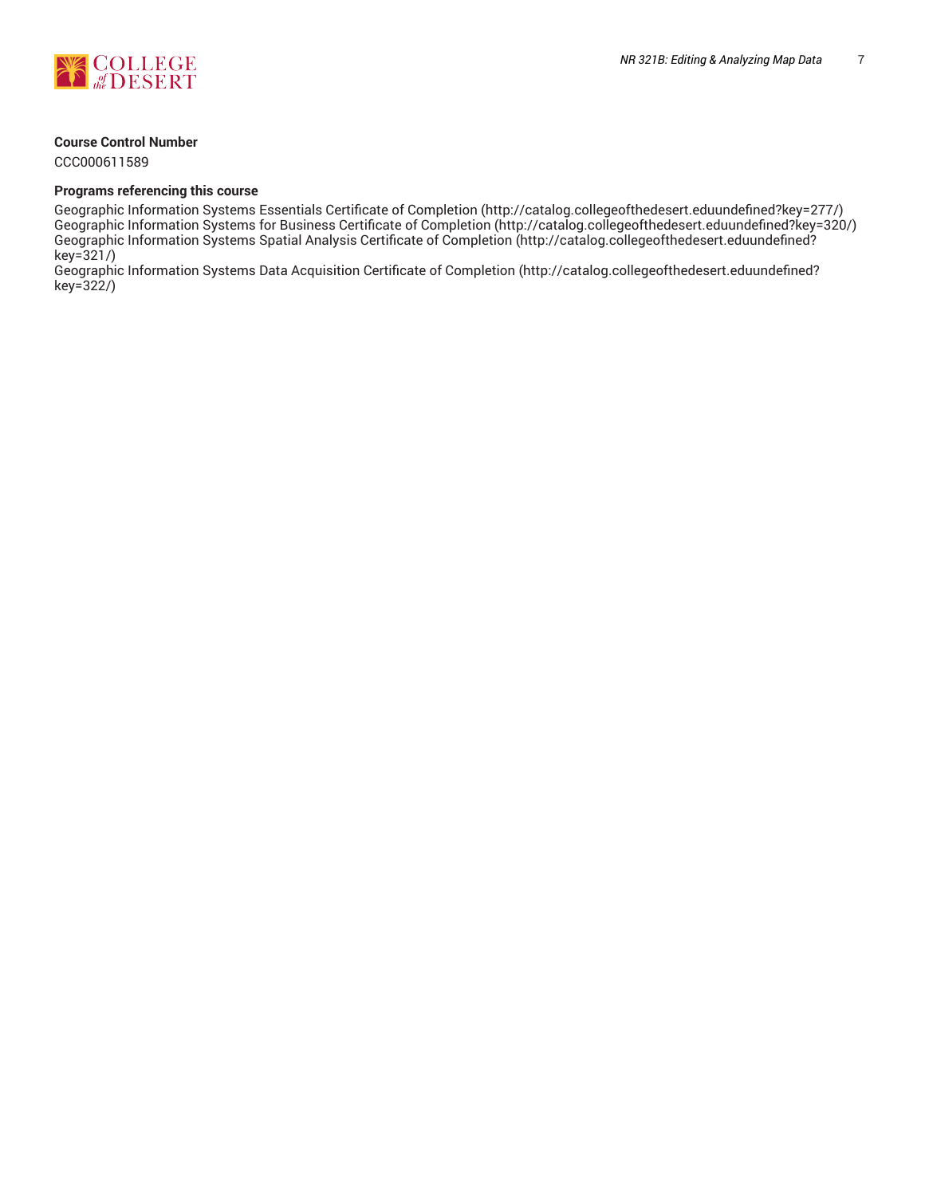**Course Control Number**

CCC000611589

**Programs referencing this course**

Geographic Information Systems Essentials Certificate of Completion (http://catalog.collegeofthedesert.eduundefined?key=277/)
Geographic Information Systems for Business Certificate of Completion (http://catalog.collegeofthedesert.eduundefined?key=320/)
Geographic Information Systems Spatial Analysis Certificate of Completion (http://catalog.collegeofthedesert.eduundefined?key=321/)
Geographic Information Systems Data Acquisition Certificate of Completion (http://catalog.collegeofthedesert.eduundefined?key=322/)